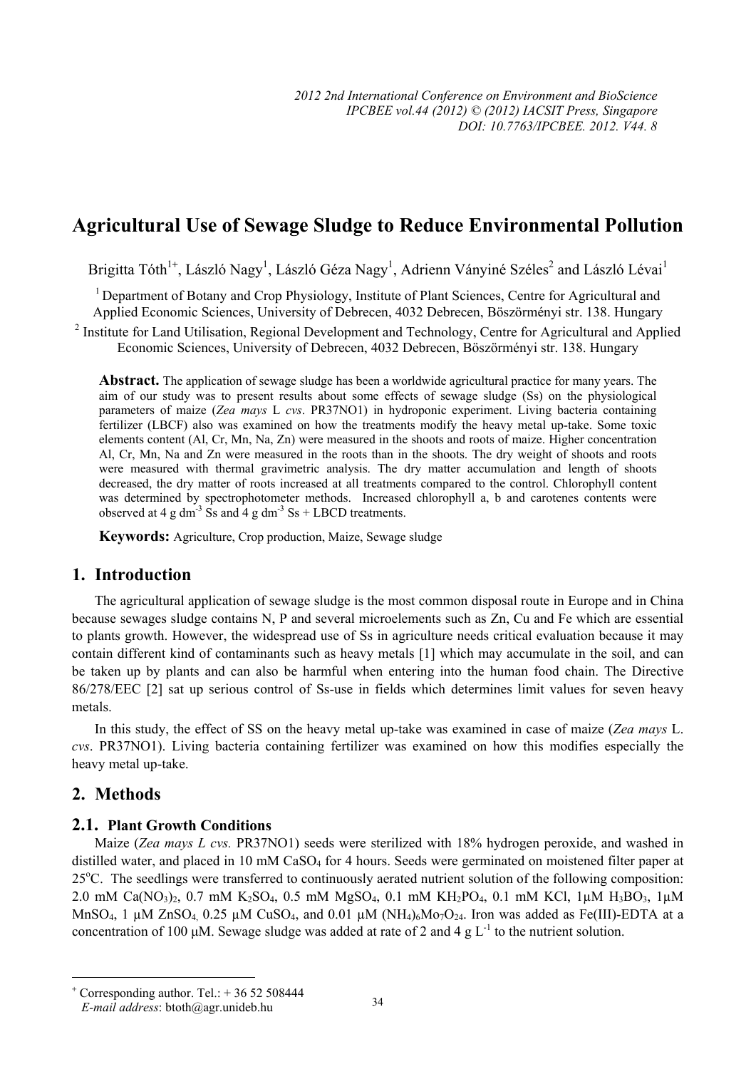# Agricultural Use of Sewage Sludge to Reduce Environmental Pollution

Brigitta Tóth[1+], László Nagy[1], László Géza Nagy[1], Adrienn Ványiné Széles[2] and László Lévai[1]

[1] Department of Botany and Crop Physiology, Institute of Plant Sciences, Centre for Agricultural and Applied Economic Sciences, University of Debrecen, 4032 Debrecen, Böszörményi str. 138. Hungary

[2] Institute for Land Utilisation, Regional Development and Technology, Centre for Agricultural and Applied Economic Sciences, University of Debrecen, 4032 Debrecen, Böszörményi str. 138. Hungary

**Abstract.** The application of sewage sludge has been a worldwide agricultural practice for many years. The aim of our study was to present results about some effects of sewage sludge (Ss) on the physiological parameters of maize (*Zea mays* L *cvs*. PR37NO1) in hydroponic experiment. Living bacteria containing fertilizer (LBCF) also was examined on how the treatments modify the heavy metal up-take. Some toxic elements content (Al, Cr, Mn, Na, Zn) were measured in the shoots and roots of maize. Higher concentration Al, Cr, Mn, Na and Zn were measured in the roots than in the shoots. The dry weight of shoots and roots were measured with thermal gravimetric analysis. The dry matter accumulation and length of shoots decreased, the dry matter of roots increased at all treatments compared to the control. Chlorophyll content was determined by spectrophotometer methods. Increased chlorophyll a, b and carotenes contents were observed at 4 g $dm^{-3}$ Ss and 4 g $dm^{-3}$ Ss + LBCD treatments.

**Keywords:** Agriculture, Crop production, Maize, Sewage sludge

## 1. Introduction

The agricultural application of sewage sludge is the most common disposal route in Europe and in China because sewages sludge contains N, P and several microelements such as Zn, Cu and Fe which are essential to plants growth. However, the widespread use of Ss in agriculture needs critical evaluation because it may contain different kind of contaminants such as heavy metals [1] which may accumulate in the soil, and can be taken up by plants and can also be harmful when entering into the human food chain. The Directive 86/278/EEC [2] sat up serious control of Ss-use in fields which determines limit values for seven heavy metals.

In this study, the effect of SS on the heavy metal up-take was examined in case of maize (*Zea mays* L. *cvs*. PR37NO1). Living bacteria containing fertilizer was examined on how this modifies especially the heavy metal up-take.

## 2. Methods

### 2.1. Plant Growth Conditions

Maize (*Zea mays L cvs.* PR37NO1) seeds were sterilized with 18% hydrogen peroxide, and washed in distilled water, and placed in 10 mM $CaSO_4$ for 4 hours. Seeds were germinated on moistened filter paper at 25°C. The seedlings were transferred to continuously aerated nutrient solution of the following composition: 2.0 mM $Ca(NO_3)_2$, 0.7 mM $K_2SO_4$, 0.5 mM $MgSO_4$, 0.1 mM $KH_2PO_4$, 0.1 mM KCl, 1μM $H_3BO_3$, 1μM $MnSO_4$, 1 μM $ZnSO_4$, 0.25 μM $CuSO_4$, and 0.01 μM $(NH_4)_6Mo_7O_{24}$. Iron was added as Fe(III)-EDTA at a concentration of 100 μM. Sewage sludge was added at rate of 2 and 4 g $L^{-1}$ to the nutrient solution.

---

[+] Corresponding author. Tel.: + 36 52 508444
*E-mail address*: btoth@agr.unideb.hu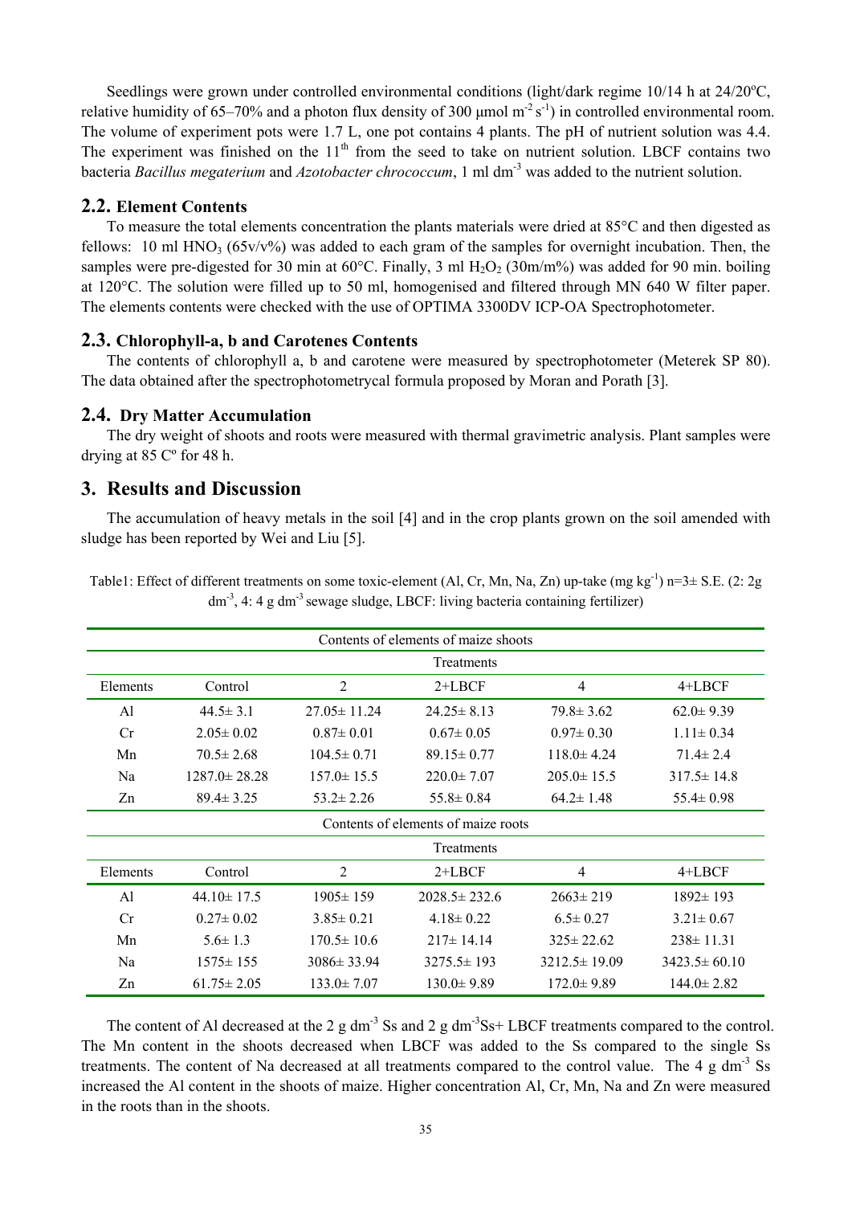Seedlings were grown under controlled environmental conditions (light/dark regime 10/14 h at 24/20ºC, relative humidity of 65–70% and a photon flux density of 300 μmol $m^{-2} s^{-1}$) in controlled environmental room. The volume of experiment pots were 1.7 L, one pot contains 4 plants. The pH of nutrient solution was 4.4. The experiment was finished on the 11th from the seed to take on nutrient solution. LBCF contains two bacteria *Bacillus megaterium* and *Azotobacter chrococcum*, 1 ml $dm^{-3}$ was added to the nutrient solution.

## 2.2. Element Contents

To measure the total elements concentration the plants materials were dried at 85°C and then digested as fellows: 10 ml $HNO_3$ (65v/v%) was added to each gram of the samples for overnight incubation. Then, the samples were pre-digested for 30 min at 60°C. Finally, 3 ml $H_2O_2$ (30m/m%) was added for 90 min. boiling at 120°C. The solution were filled up to 50 ml, homogenised and filtered through MN 640 W filter paper. The elements contents were checked with the use of OPTIMA 3300DV ICP-OA Spectrophotometer.

## 2.3. Chlorophyll-a, b and Carotenes Contents

The contents of chlorophyll a, b and carotene were measured by spectrophotometer (Meterek SP 80). The data obtained after the spectrophotometrycal formula proposed by Moran and Porath [3].

## 2.4. Dry Matter Accumulation

The dry weight of shoots and roots were measured with thermal gravimetric analysis. Plant samples were drying at 85 Cº for 48 h.

# 3. Results and Discussion

The accumulation of heavy metals in the soil [4] and in the crop plants grown on the soil amended with sludge has been reported by Wei and Liu [5].

Table1: Effect of different treatments on some toxic-element (Al, Cr, Mn, Na, Zn) up-take (mg $kg^{-1}$) n=3± S.E. (2: 2g $dm^{-3}$, 4: 4 g $dm^{-3}$ sewage sludge, LBCF: living bacteria containing fertilizer)

| Contents of elements of maize shoots | | | | | |
|---|---|---|---|---|---|
| | Treatments | | | | |
| Elements | Control | 2 | 2+LBCF | 4 | 4+LBCF |
| Al | 44.5± 3.1 | 27.05± 11.24 | 24.25± 8.13 | 79.8± 3.62 | 62.0± 9.39 |
| Cr | 2.05± 0.02 | 0.87± 0.01 | 0.67± 0.05 | 0.97± 0.30 | 1.11± 0.34 |
| Mn | 70.5± 2.68 | 104.5± 0.71 | 89.15± 0.77 | 118.0± 4.24 | 71.4± 2.4 |
| Na | 1287.0± 28.28 | 157.0± 15.5 | 220.0± 7.07 | 205.0± 15.5 | 317.5± 14.8 |
| Zn | 89.4± 3.25 | 53.2± 2.26 | 55.8± 0.84 | 64.2± 1.48 | 55.4± 0.98 |
| **Contents of elements of maize roots** | | | | | |
| | Treatments | | | | |
| Elements | Control | 2 | 2+LBCF | 4 | 4+LBCF |
| Al | 44.10± 17.5 | 1905± 159 | 2028.5± 232.6 | 2663± 219 | 1892± 193 |
| Cr | 0.27± 0.02 | 3.85± 0.21 | 4.18± 0.22 | 6.5± 0.27 | 3.21± 0.67 |
| Mn | 5.6± 1.3 | 170.5± 10.6 | 217± 14.14 | 325± 22.62 | 238± 11.31 |
| Na | 1575± 155 | 3086± 33.94 | 3275.5± 193 | 3212.5± 19.09 | 3423.5± 60.10 |
| Zn | 61.75± 2.05 | 133.0± 7.07 | 130.0± 9.89 | 172.0± 9.89 | 144.0± 2.82 |

The content of Al decreased at the 2 g $dm^{-3}$ Ss and 2 g $dm^{-3}$Ss+ LBCF treatments compared to the control. The Mn content in the shoots decreased when LBCF was added to the Ss compared to the single Ss treatments. The content of Na decreased at all treatments compared to the control value. The 4 g $dm^{-3}$ Ss increased the Al content in the shoots of maize. Higher concentration Al, Cr, Mn, Na and Zn were measured in the roots than in the shoots.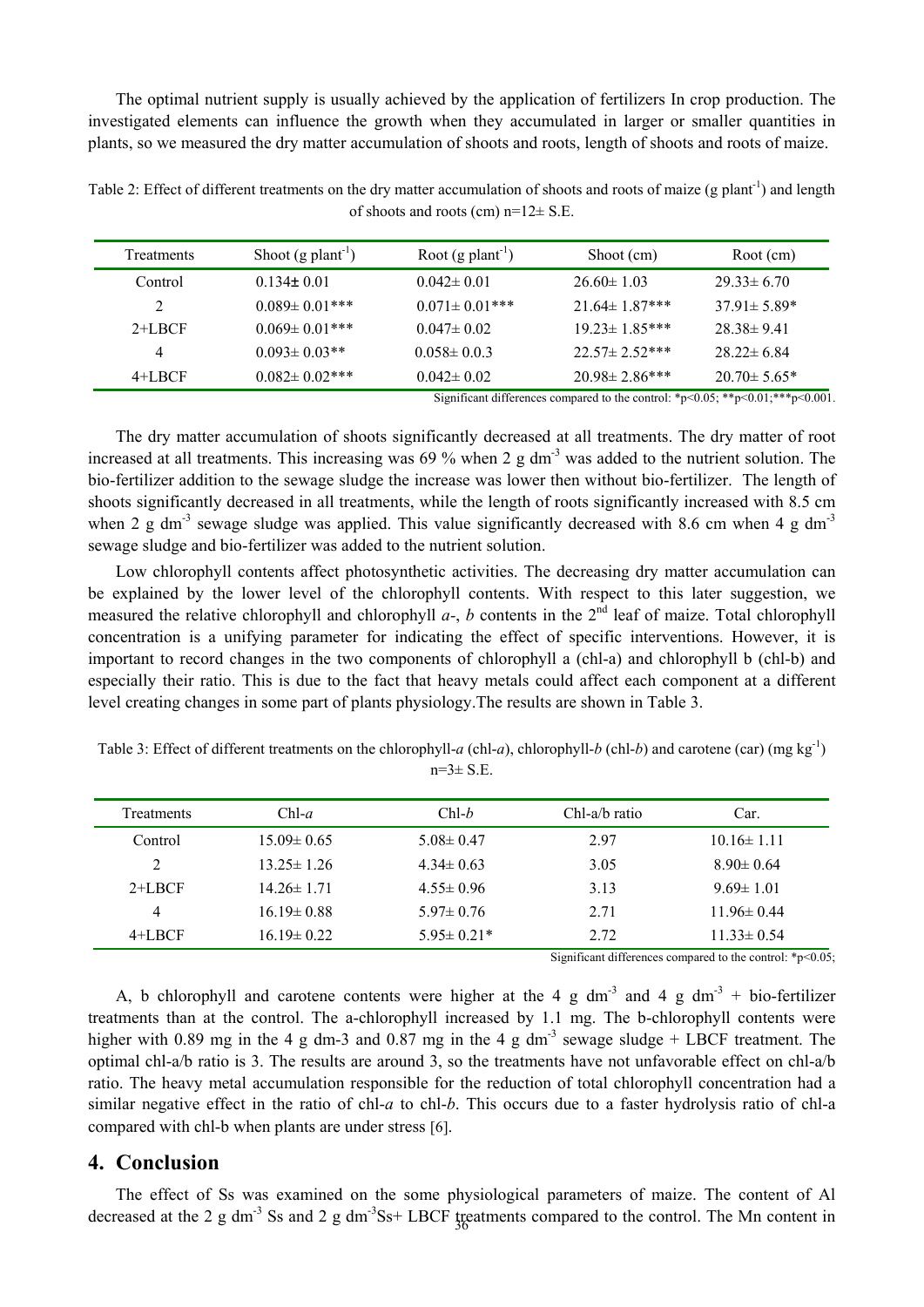The optimal nutrient supply is usually achieved by the application of fertilizers In crop production. The investigated elements can influence the growth when they accumulated in larger or smaller quantities in plants, so we measured the dry matter accumulation of shoots and roots, length of shoots and roots of maize.

Table 2: Effect of different treatments on the dry matter accumulation of shoots and roots of maize (g plant$^{-1}$) and length of shoots and roots (cm) n=12± S.E.

| Treatments | Shoot (g plant$^{-1}$) | Root (g plant$^{-1}$) | Shoot (cm) | Root (cm) |
|---|---|---|---|---|
| Control | 0.134± 0.01 | 0.042± 0.01 | 26.60± 1.03 | 29.33± 6.70 |
| 2 | 0.089± 0.01*** | 0.071± 0.01*** | 21.64± 1.87*** | 37.91± 5.89* |
| 2+LBCF | 0.069± 0.01*** | 0.047± 0.02 | 19.23± 1.85*** | 28.38± 9.41 |
| 4 | 0.093± 0.03** | 0.058± 0.0.3 | 22.57± 2.52*** | 28.22± 6.84 |
| 4+LBCF | 0.082± 0.02*** | 0.042± 0.02 | 20.98± 2.86*** | 20.70± 5.65* |

Significant differences compared to the control: *$p<0.05$; **$p<0.01$;***$p<0.001$.

The dry matter accumulation of shoots significantly decreased at all treatments. The dry matter of root increased at all treatments. This increasing was 69 % when 2 g dm$^{-3}$ was added to the nutrient solution. The bio-fertilizer addition to the sewage sludge the increase was lower then without bio-fertilizer. The length of shoots significantly decreased in all treatments, while the length of roots significantly increased with 8.5 cm when 2 g dm$^{-3}$ sewage sludge was applied. This value significantly decreased with 8.6 cm when 4 g dm$^{-3}$ sewage sludge and bio-fertilizer was added to the nutrient solution.

Low chlorophyll contents affect photosynthetic activities. The decreasing dry matter accumulation can be explained by the lower level of the chlorophyll contents. With respect to this later suggestion, we measured the relative chlorophyll and chlorophyll *a*-, *b* contents in the 2$^{nd}$ leaf of maize. Total chlorophyll concentration is a unifying parameter for indicating the effect of specific interventions. However, it is important to record changes in the two components of chlorophyll a (chl-a) and chlorophyll b (chl-b) and especially their ratio. This is due to the fact that heavy metals could affect each component at a different level creating changes in some part of plants physiology.The results are shown in Table 3.

Table 3: Effect of different treatments on the chlorophyll-*a* (chl-*a*), chlorophyll-*b* (chl-*b*) and carotene (car) (mg kg$^{-1}$) n=3± S.E.

| Treatments | Chl-*a* | Chl-*b* | Chl-a/b ratio | Car. |
|---|---|---|---|---|
| Control | 15.09± 0.65 | 5.08± 0.47 | 2.97 | 10.16± 1.11 |
| 2 | 13.25± 1.26 | 4.34± 0.63 | 3.05 | 8.90± 0.64 |
| 2+LBCF | 14.26± 1.71 | 4.55± 0.96 | 3.13 | 9.69± 1.01 |
| 4 | 16.19± 0.88 | 5.97± 0.76 | 2.71 | 11.96± 0.44 |
| 4+LBCF | 16.19± 0.22 | 5.95± 0.21* | 2.72 | 11.33± 0.54 |

Significant differences compared to the control: *$p<0.05$;

A, b chlorophyll and carotene contents were higher at the 4 g dm$^{-3}$ and 4 g dm$^{-3}$ + bio-fertilizer treatments than at the control. The a-chlorophyll increased by 1.1 mg. The b-chlorophyll contents were higher with 0.89 mg in the 4 g dm-3 and 0.87 mg in the 4 g dm$^{-3}$ sewage sludge + LBCF treatment. The optimal chl-a/b ratio is 3. The results are around 3, so the treatments have not unfavorable effect on chl-a/b ratio. The heavy metal accumulation responsible for the reduction of total chlorophyll concentration had a similar negative effect in the ratio of chl-*a* to chl-*b*. This occurs due to a faster hydrolysis ratio of chl-a compared with chl-b when plants are under stress [6].

## 4. Conclusion

The effect of Ss was examined on the some physiological parameters of maize. The content of Al decreased at the 2 g dm$^{-3}$ Ss and 2 g dm$^{-3}$Ss+ LBCF treatments compared to the control. The Mn content in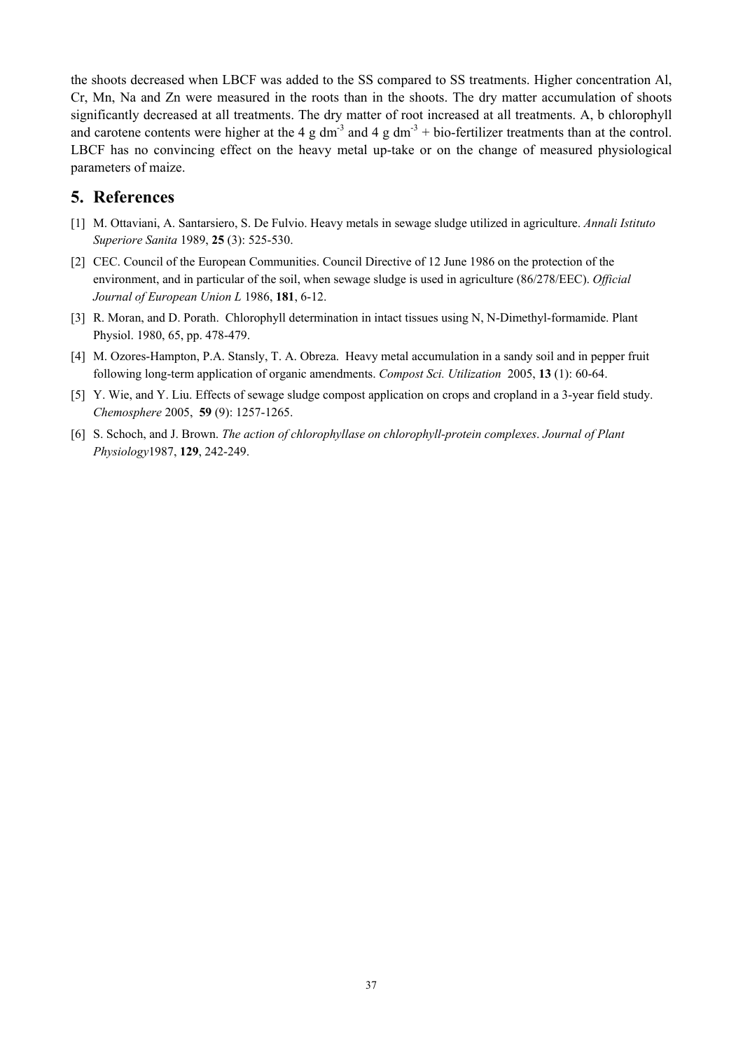the shoots decreased when LBCF was added to the SS compared to SS treatments. Higher concentration Al, Cr, Mn, Na and Zn were measured in the roots than in the shoots. The dry matter accumulation of shoots significantly decreased at all treatments. The dry matter of root increased at all treatments. A, b chlorophyll and carotene contents were higher at the 4 g $dm^{-3}$ and 4 g $dm^{-3}$ + bio-fertilizer treatments than at the control. LBCF has no convincing effect on the heavy metal up-take or on the change of measured physiological parameters of maize.

## 5. References

[1] M. Ottaviani, A. Santarsiero, S. De Fulvio. Heavy metals in sewage sludge utilized in agriculture. *Annali Istituto Superiore Sanita* 1989, **25** (3): 525-530.

[2] CEC. Council of the European Communities. Council Directive of 12 June 1986 on the protection of the environment, and in particular of the soil, when sewage sludge is used in agriculture (86/278/EEC). *Official Journal of European Union L* 1986, **181**, 6-12.

[3] R. Moran, and D. Porath. Chlorophyll determination in intact tissues using N, N-Dimethyl-formamide. Plant Physiol. 1980, 65, pp. 478-479.

[4] M. Ozores-Hampton, P.A. Stansly, T. A. Obreza. Heavy metal accumulation in a sandy soil and in pepper fruit following long-term application of organic amendments. *Compost Sci. Utilization* 2005, **13** (1): 60-64.

[5] Y. Wie, and Y. Liu. Effects of sewage sludge compost application on crops and cropland in a 3-year field study. *Chemosphere* 2005, **59** (9): 1257-1265.

[6] S. Schoch, and J. Brown. *The action of chlorophyllase on chlorophyll-protein complexes*. *Journal of Plant Physiology*1987, **129**, 242-249.